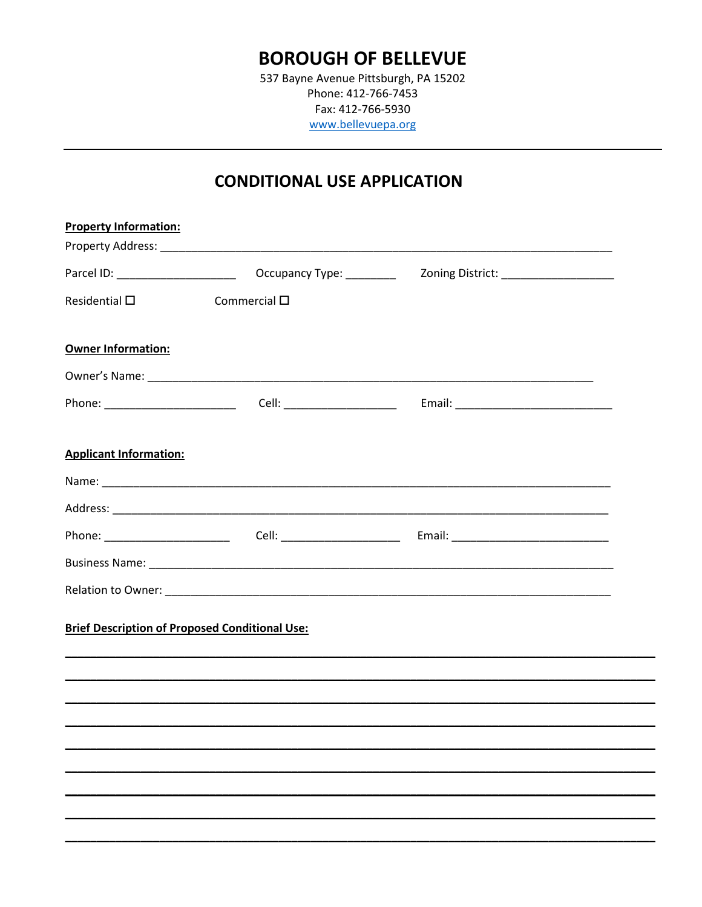# BOROUGH OF BELLEVUE

537 Bayne Avenue Pittsburgh, PA 15202
Phone: 412-766-7453
Fax: 412-766-5930
www.bellevuepa.org

---

## CONDITIONAL USE APPLICATION

**Property Information:**

Property Address: ___________________________________________________________________________

Parcel ID: ___________________ Occupancy Type: ________ Zoning District: __________________

Residential ☐ Commercial ☐

**Owner Information:**

Owner's Name: ___________________________________________________________________________

Phone: _____________________ Cell: __________________ Email: _________________________

**Applicant Information:**

Name: ________________________________________________________________________________

Address: ______________________________________________________________________________

Phone: ____________________ Cell: ___________________ Email: _________________________

Business Name: _________________________________________________________________________

Relation to Owner: _______________________________________________________________________

**Brief Description of Proposed Conditional Use:**

_____________________________________________________________________________________

_____________________________________________________________________________________

_____________________________________________________________________________________

_____________________________________________________________________________________

_____________________________________________________________________________________

_____________________________________________________________________________________

_____________________________________________________________________________________

_____________________________________________________________________________________

_____________________________________________________________________________________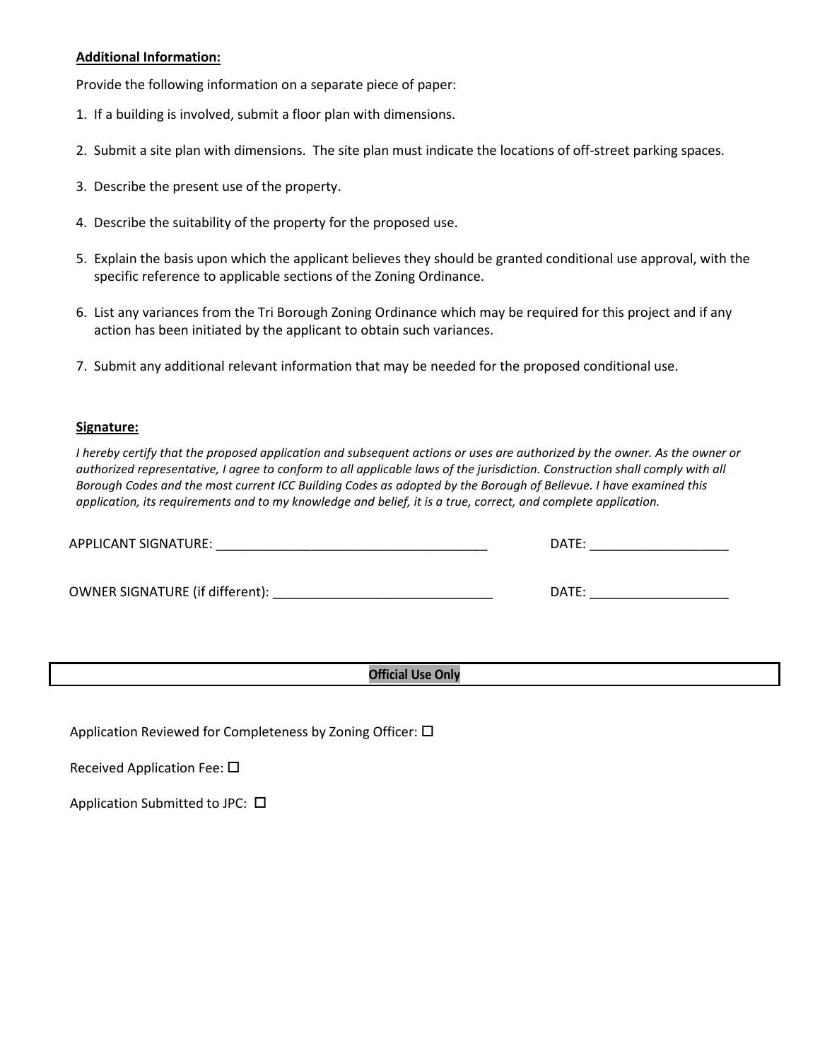**Additional Information:**

Provide the following information on a separate piece of paper:

1. If a building is involved, submit a floor plan with dimensions.
2. Submit a site plan with dimensions. The site plan must indicate the locations of off-street parking spaces.
3. Describe the present use of the property.
4. Describe the suitability of the property for the proposed use.
5. Explain the basis upon which the applicant believes they should be granted conditional use approval, with the specific reference to applicable sections of the Zoning Ordinance.
6. List any variances from the Tri Borough Zoning Ordinance which may be required for this project and if any action has been initiated by the applicant to obtain such variances.
7. Submit any additional relevant information that may be needed for the proposed conditional use.

**Signature:**

*I hereby certify that the proposed application and subsequent actions or uses are authorized by the owner. As the owner or authorized representative, I agree to conform to all applicable laws of the jurisdiction. Construction shall comply with all Borough Codes and the most current ICC Building Codes as adopted by the Borough of Bellevue. I have examined this application, its requirements and to my knowledge and belief, it is a true, correct, and complete application.*

APPLICANT SIGNATURE: _____________________________________ DATE: ___________________

OWNER SIGNATURE (if different): ______________________________ DATE: ___________________

**Official Use Only**

Application Reviewed for Completeness by Zoning Officer: ☐

Received Application Fee: ☐

Application Submitted to JPC: ☐